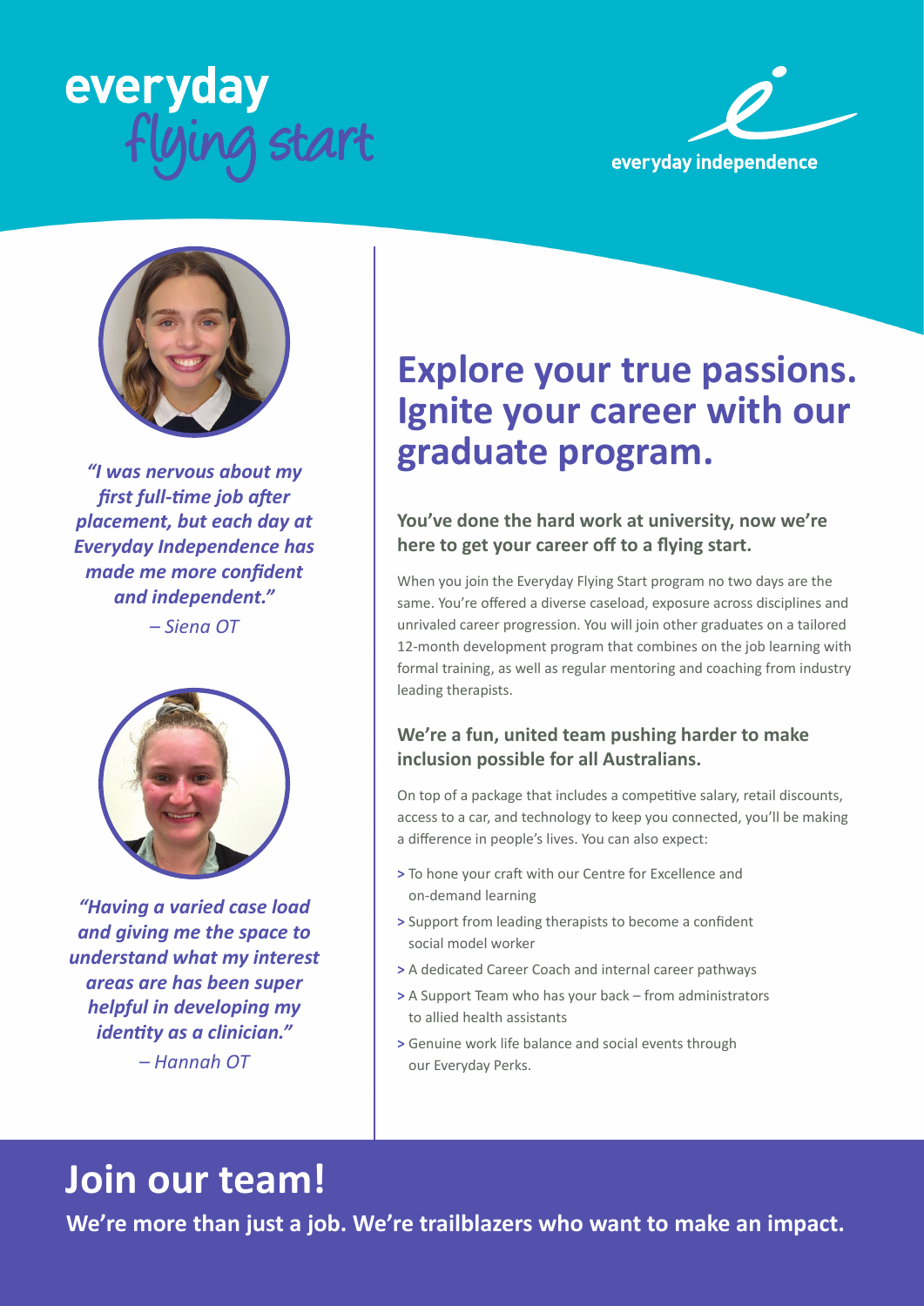# everyday flying start

everyday independence

*"I was nervous about my first full-time job after placement, but each day at Everyday Independence has made me more confident and independent."*

*– Siena OT*

*"Having a varied case load and giving me the space to understand what my interest areas are has been super helpful in developing my identity as a clinician."*

*– Hannah OT*

## Explore your true passions. Ignite your career with our graduate program.

### You've done the hard work at university, now we're here to get your career off to a flying start.

When you join the Everyday Flying Start program no two days are the same. You're offered a diverse caseload, exposure across disciplines and unrivaled career progression. You will join other graduates on a tailored 12-month development program that combines on the job learning with formal training, as well as regular mentoring and coaching from industry leading therapists.

### We're a fun, united team pushing harder to make inclusion possible for all Australians.

On top of a package that includes a competitive salary, retail discounts, access to a car, and technology to keep you connected, you'll be making a difference in people's lives. You can also expect:

- To hone your craft with our Centre for Excellence and on-demand learning
- Support from leading therapists to become a confident social model worker
- A dedicated Career Coach and internal career pathways
- A Support Team who has your back – from administrators to allied health assistants
- Genuine work life balance and social events through our Everyday Perks.

## Join our team!

**We're more than just a job. We're trailblazers who want to make an impact.**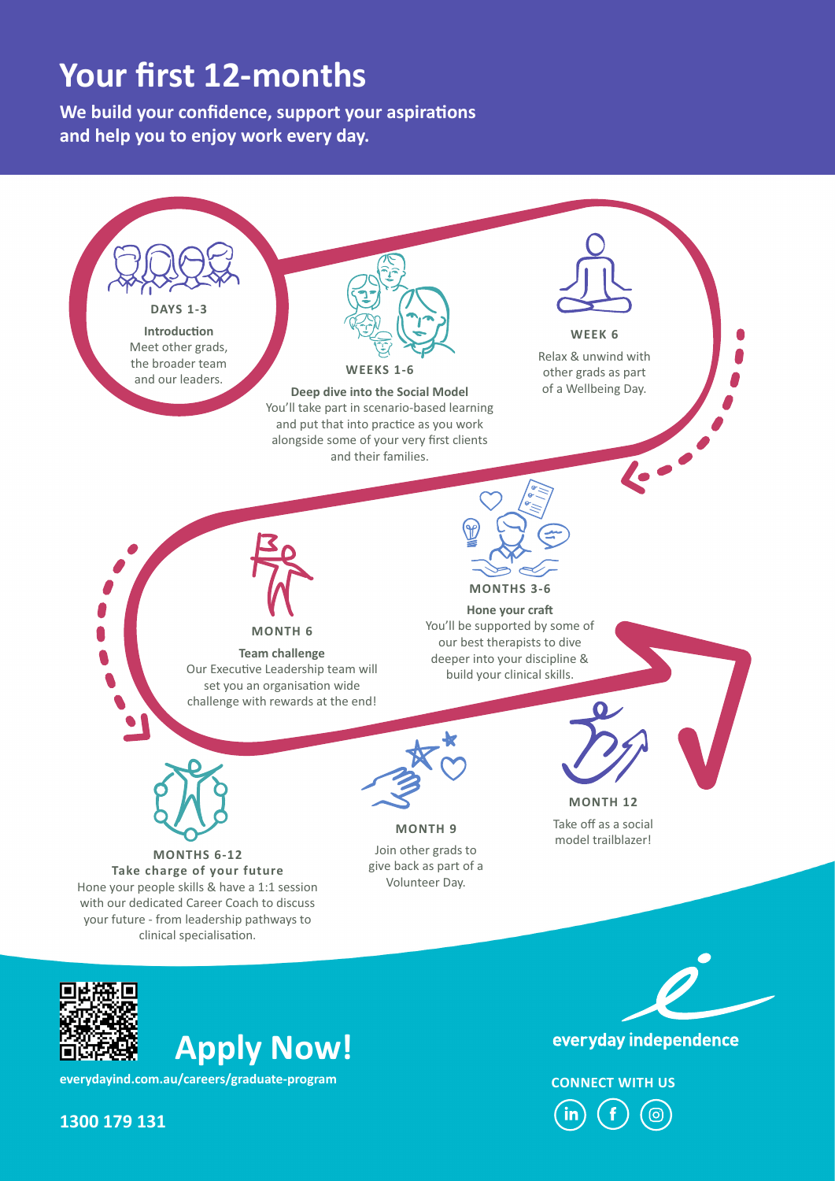# Your first 12-months

**We build your confidence, support your aspirations and help you to enjoy work every day.**

**DAYS 1-3**

**Introduction**
Meet other grads, the broader team and our leaders.

**WEEKS 1-6**

**Deep dive into the Social Model**
You'll take part in scenario-based learning and put that into practice as you work alongside some of your very first clients and their families.

**WEEK 6**

Relax & unwind with other grads as part of a Wellbeing Day.

**MONTHS 3-6**

**Hone your craft**
You'll be supported by some of our best therapists to dive deeper into your discipline & build your clinical skills.

**MONTH 6**

**Team challenge**
Our Executive Leadership team will set you an organisation wide challenge with rewards at the end!

**MONTHS 6-12**

**Take charge of your future**
Hone your people skills & have a 1:1 session with our dedicated Career Coach to discuss your future - from leadership pathways to clinical specialisation.

**MONTH 9**

Join other grads to give back as part of a Volunteer Day.

**MONTH 12**

Take off as a social model trailblazer!

## Apply Now!

everydayind.com.au/careers/graduate-program

**1300 179 131**

everyday independence

CONNECT WITH US